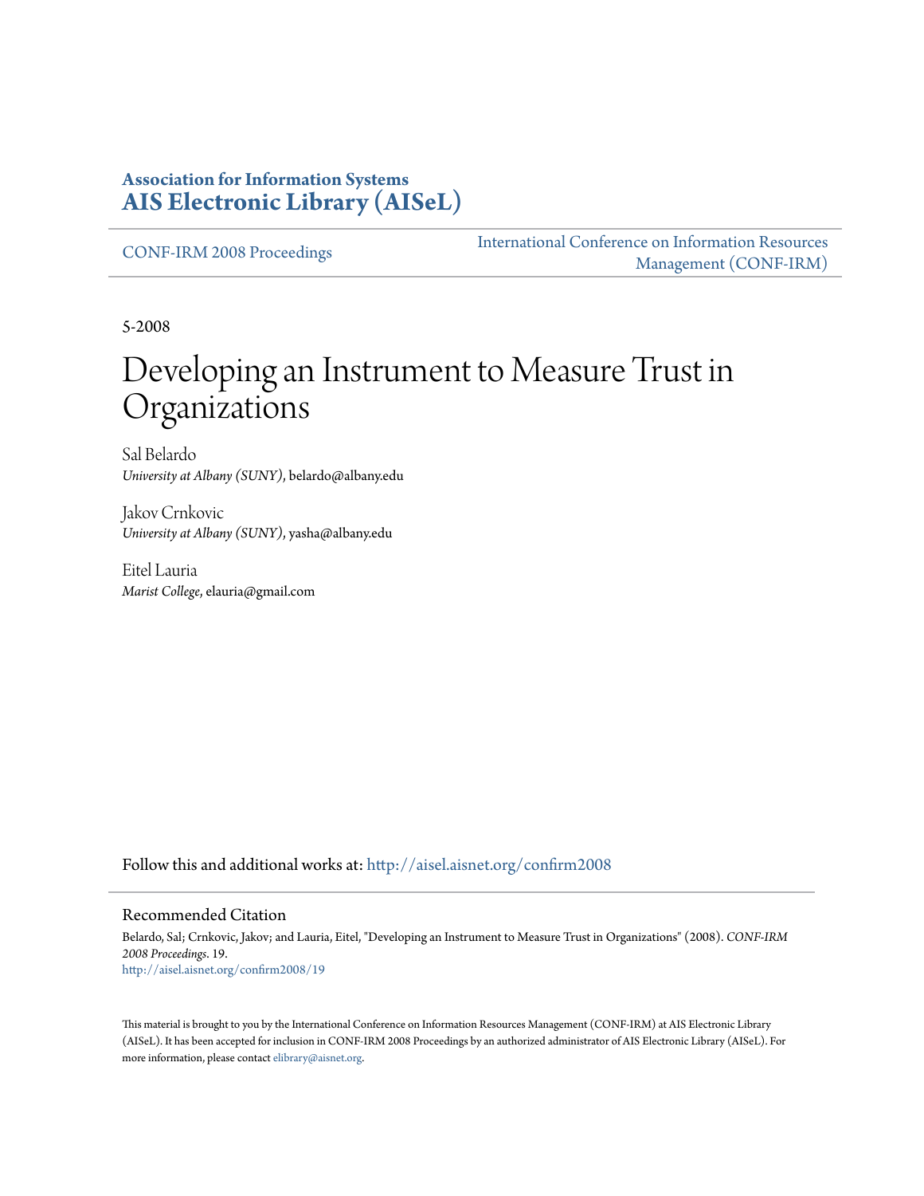**Association for Information Systems**
**AIS Electronic Library (AISeL)**

CONF-IRM 2008 Proceedings

International Conference on Information Resources Management (CONF-IRM)

5-2008

# Developing an Instrument to Measure Trust in Organizations

Sal Belardo
*University at Albany (SUNY)*, belardo@albany.edu

Jakov Crnkovic
*University at Albany (SUNY)*, yasha@albany.edu

Eitel Lauria
*Marist College*, elauria@gmail.com

Follow this and additional works at: http://aisel.aisnet.org/confirm2008

## Recommended Citation

Belardo, Sal; Crnkovic, Jakov; and Lauria, Eitel, "Developing an Instrument to Measure Trust in Organizations" (2008). *CONF-IRM 2008 Proceedings*. 19.
http://aisel.aisnet.org/confirm2008/19

This material is brought to you by the International Conference on Information Resources Management (CONF-IRM) at AIS Electronic Library (AISeL). It has been accepted for inclusion in CONF-IRM 2008 Proceedings by an authorized administrator of AIS Electronic Library (AISeL). For more information, please contact elibrary@aisnet.org.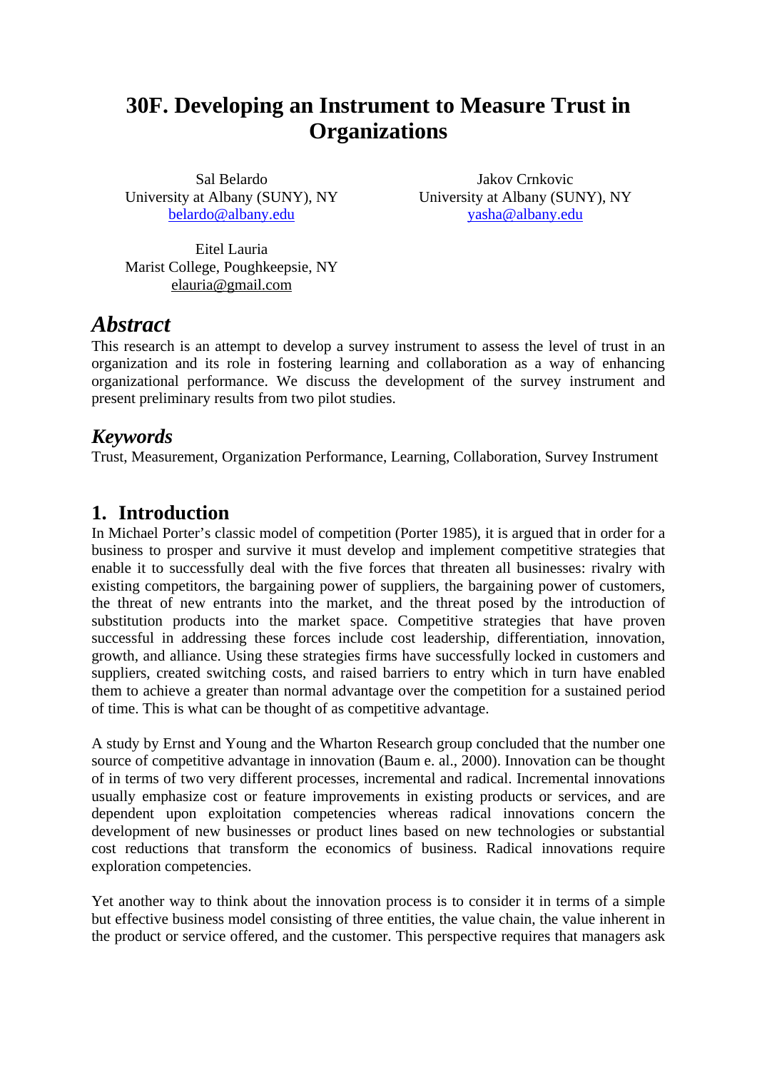# 30F. Developing an Instrument to Measure Trust in Organizations

Sal Belardo  
University at Albany (SUNY), NY  
belardo@albany.edu

Jakov Crnkovic  
University at Albany (SUNY), NY  
yasha@albany.edu

Eitel Lauria  
Marist College, Poughkeepsie, NY  
elauria@gmail.com

## *Abstract*

This research is an attempt to develop a survey instrument to assess the level of trust in an organization and its role in fostering learning and collaboration as a way of enhancing organizational performance. We discuss the development of the survey instrument and present preliminary results from two pilot studies.

## *Keywords*

Trust, Measurement, Organization Performance, Learning, Collaboration, Survey Instrument

## 1. Introduction

In Michael Porter's classic model of competition (Porter 1985), it is argued that in order for a business to prosper and survive it must develop and implement competitive strategies that enable it to successfully deal with the five forces that threaten all businesses: rivalry with existing competitors, the bargaining power of suppliers, the bargaining power of customers, the threat of new entrants into the market, and the threat posed by the introduction of substitution products into the market space. Competitive strategies that have proven successful in addressing these forces include cost leadership, differentiation, innovation, growth, and alliance. Using these strategies firms have successfully locked in customers and suppliers, created switching costs, and raised barriers to entry which in turn have enabled them to achieve a greater than normal advantage over the competition for a sustained period of time. This is what can be thought of as competitive advantage.

A study by Ernst and Young and the Wharton Research group concluded that the number one source of competitive advantage in innovation (Baum e. al., 2000). Innovation can be thought of in terms of two very different processes, incremental and radical. Incremental innovations usually emphasize cost or feature improvements in existing products or services, and are dependent upon exploitation competencies whereas radical innovations concern the development of new businesses or product lines based on new technologies or substantial cost reductions that transform the economics of business. Radical innovations require exploration competencies.

Yet another way to think about the innovation process is to consider it in terms of a simple but effective business model consisting of three entities, the value chain, the value inherent in the product or service offered, and the customer. This perspective requires that managers ask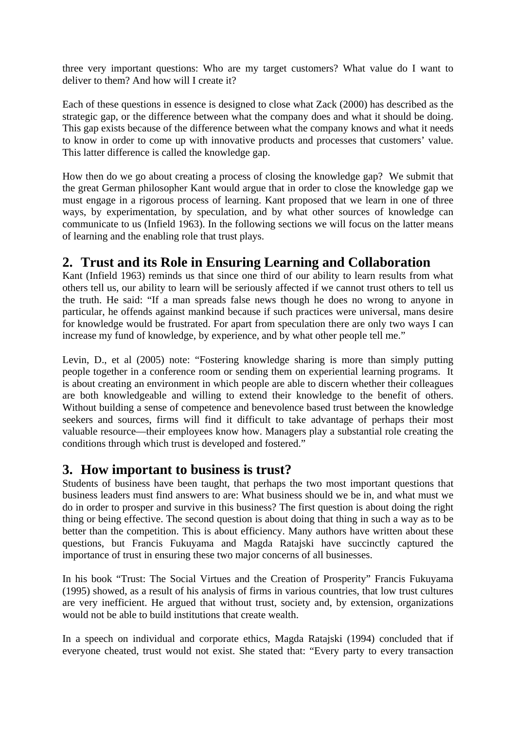three very important questions: Who are my target customers? What value do I want to deliver to them? And how will I create it?

Each of these questions in essence is designed to close what Zack (2000) has described as the strategic gap, or the difference between what the company does and what it should be doing. This gap exists because of the difference between what the company knows and what it needs to know in order to come up with innovative products and processes that customers' value. This latter difference is called the knowledge gap.

How then do we go about creating a process of closing the knowledge gap? We submit that the great German philosopher Kant would argue that in order to close the knowledge gap we must engage in a rigorous process of learning. Kant proposed that we learn in one of three ways, by experimentation, by speculation, and by what other sources of knowledge can communicate to us (Infield 1963). In the following sections we will focus on the latter means of learning and the enabling role that trust plays.

## 2. Trust and its Role in Ensuring Learning and Collaboration

Kant (Infield 1963) reminds us that since one third of our ability to learn results from what others tell us, our ability to learn will be seriously affected if we cannot trust others to tell us the truth. He said: "If a man spreads false news though he does no wrong to anyone in particular, he offends against mankind because if such practices were universal, mans desire for knowledge would be frustrated. For apart from speculation there are only two ways I can increase my fund of knowledge, by experience, and by what other people tell me."

Levin, D., et al (2005) note: "Fostering knowledge sharing is more than simply putting people together in a conference room or sending them on experiential learning programs. It is about creating an environment in which people are able to discern whether their colleagues are both knowledgeable and willing to extend their knowledge to the benefit of others. Without building a sense of competence and benevolence based trust between the knowledge seekers and sources, firms will find it difficult to take advantage of perhaps their most valuable resource—their employees know how. Managers play a substantial role creating the conditions through which trust is developed and fostered."

## 3. How important to business is trust?

Students of business have been taught, that perhaps the two most important questions that business leaders must find answers to are: What business should we be in, and what must we do in order to prosper and survive in this business? The first question is about doing the right thing or being effective. The second question is about doing that thing in such a way as to be better than the competition. This is about efficiency. Many authors have written about these questions, but Francis Fukuyama and Magda Ratajski have succinctly captured the importance of trust in ensuring these two major concerns of all businesses.

In his book "Trust: The Social Virtues and the Creation of Prosperity" Francis Fukuyama (1995) showed, as a result of his analysis of firms in various countries, that low trust cultures are very inefficient. He argued that without trust, society and, by extension, organizations would not be able to build institutions that create wealth.

In a speech on individual and corporate ethics, Magda Ratajski (1994) concluded that if everyone cheated, trust would not exist. She stated that: "Every party to every transaction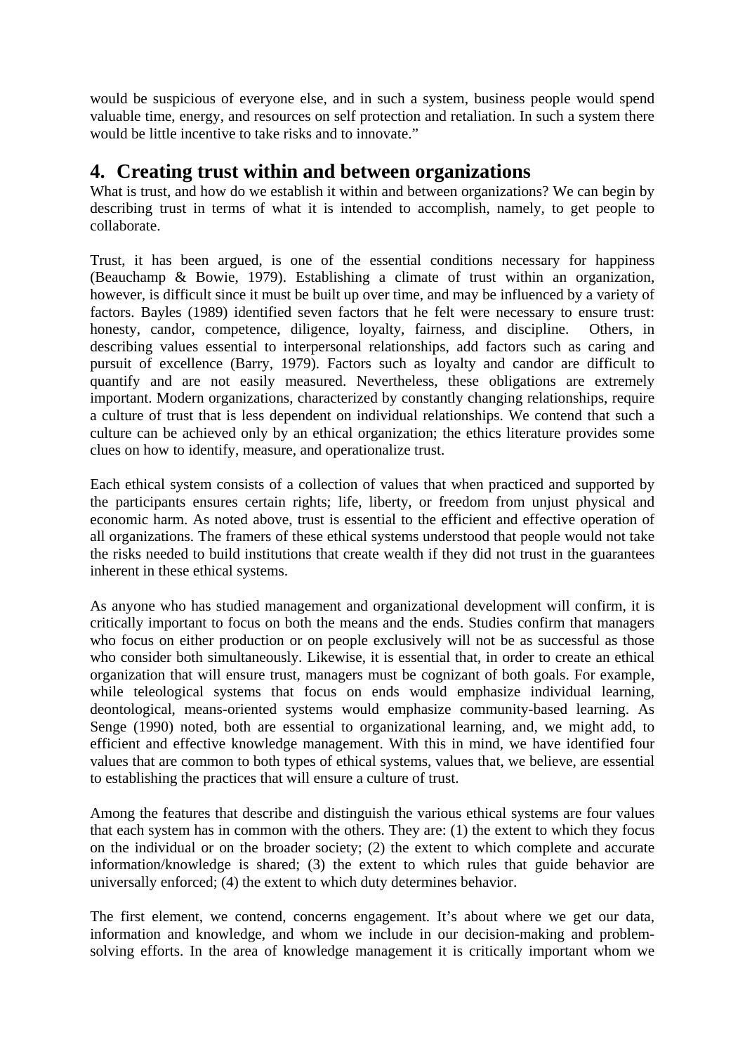would be suspicious of everyone else, and in such a system, business people would spend valuable time, energy, and resources on self protection and retaliation. In such a system there would be little incentive to take risks and to innovate."

## 4. Creating trust within and between organizations

What is trust, and how do we establish it within and between organizations? We can begin by describing trust in terms of what it is intended to accomplish, namely, to get people to collaborate.

Trust, it has been argued, is one of the essential conditions necessary for happiness (Beauchamp & Bowie, 1979). Establishing a climate of trust within an organization, however, is difficult since it must be built up over time, and may be influenced by a variety of factors. Bayles (1989) identified seven factors that he felt were necessary to ensure trust: honesty, candor, competence, diligence, loyalty, fairness, and discipline. Others, in describing values essential to interpersonal relationships, add factors such as caring and pursuit of excellence (Barry, 1979). Factors such as loyalty and candor are difficult to quantify and are not easily measured. Nevertheless, these obligations are extremely important. Modern organizations, characterized by constantly changing relationships, require a culture of trust that is less dependent on individual relationships. We contend that such a culture can be achieved only by an ethical organization; the ethics literature provides some clues on how to identify, measure, and operationalize trust.

Each ethical system consists of a collection of values that when practiced and supported by the participants ensures certain rights; life, liberty, or freedom from unjust physical and economic harm. As noted above, trust is essential to the efficient and effective operation of all organizations. The framers of these ethical systems understood that people would not take the risks needed to build institutions that create wealth if they did not trust in the guarantees inherent in these ethical systems.

As anyone who has studied management and organizational development will confirm, it is critically important to focus on both the means and the ends. Studies confirm that managers who focus on either production or on people exclusively will not be as successful as those who consider both simultaneously. Likewise, it is essential that, in order to create an ethical organization that will ensure trust, managers must be cognizant of both goals. For example, while teleological systems that focus on ends would emphasize individual learning, deontological, means-oriented systems would emphasize community-based learning. As Senge (1990) noted, both are essential to organizational learning, and, we might add, to efficient and effective knowledge management. With this in mind, we have identified four values that are common to both types of ethical systems, values that, we believe, are essential to establishing the practices that will ensure a culture of trust.

Among the features that describe and distinguish the various ethical systems are four values that each system has in common with the others. They are: (1) the extent to which they focus on the individual or on the broader society; (2) the extent to which complete and accurate information/knowledge is shared; (3) the extent to which rules that guide behavior are universally enforced; (4) the extent to which duty determines behavior.

The first element, we contend, concerns engagement. It's about where we get our data, information and knowledge, and whom we include in our decision-making and problem-solving efforts. In the area of knowledge management it is critically important whom we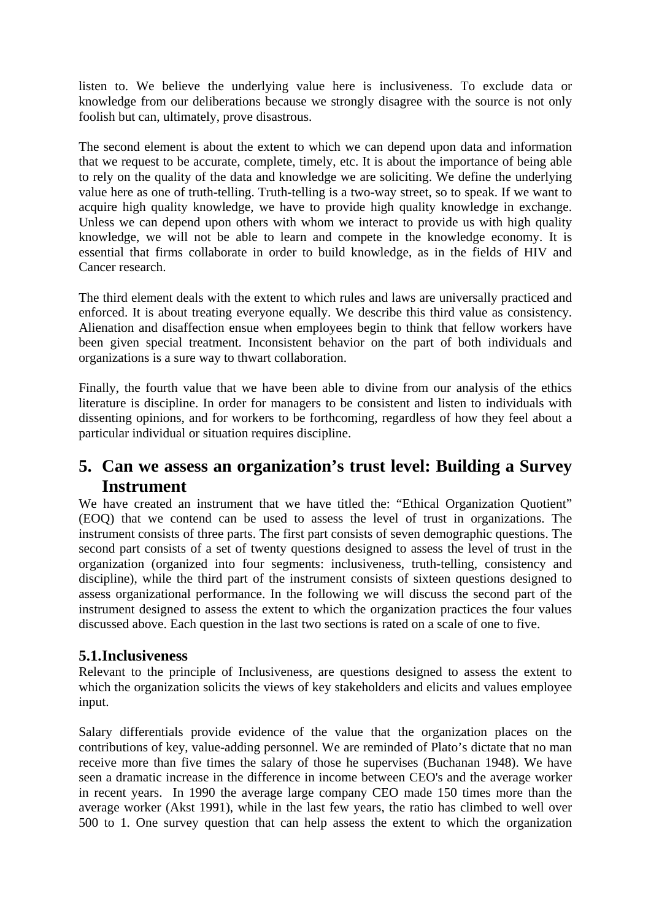listen to. We believe the underlying value here is inclusiveness. To exclude data or knowledge from our deliberations because we strongly disagree with the source is not only foolish but can, ultimately, prove disastrous.

The second element is about the extent to which we can depend upon data and information that we request to be accurate, complete, timely, etc. It is about the importance of being able to rely on the quality of the data and knowledge we are soliciting. We define the underlying value here as one of truth-telling. Truth-telling is a two-way street, so to speak. If we want to acquire high quality knowledge, we have to provide high quality knowledge in exchange. Unless we can depend upon others with whom we interact to provide us with high quality knowledge, we will not be able to learn and compete in the knowledge economy. It is essential that firms collaborate in order to build knowledge, as in the fields of HIV and Cancer research.

The third element deals with the extent to which rules and laws are universally practiced and enforced. It is about treating everyone equally. We describe this third value as consistency. Alienation and disaffection ensue when employees begin to think that fellow workers have been given special treatment. Inconsistent behavior on the part of both individuals and organizations is a sure way to thwart collaboration.

Finally, the fourth value that we have been able to divine from our analysis of the ethics literature is discipline. In order for managers to be consistent and listen to individuals with dissenting opinions, and for workers to be forthcoming, regardless of how they feel about a particular individual or situation requires discipline.

## 5. Can we assess an organization's trust level: Building a Survey Instrument

We have created an instrument that we have titled the: "Ethical Organization Quotient" (EOQ) that we contend can be used to assess the level of trust in organizations. The instrument consists of three parts. The first part consists of seven demographic questions. The second part consists of a set of twenty questions designed to assess the level of trust in the organization (organized into four segments: inclusiveness, truth-telling, consistency and discipline), while the third part of the instrument consists of sixteen questions designed to assess organizational performance. In the following we will discuss the second part of the instrument designed to assess the extent to which the organization practices the four values discussed above. Each question in the last two sections is rated on a scale of one to five.

### 5.1. Inclusiveness

Relevant to the principle of Inclusiveness, are questions designed to assess the extent to which the organization solicits the views of key stakeholders and elicits and values employee input.

Salary differentials provide evidence of the value that the organization places on the contributions of key, value-adding personnel. We are reminded of Plato's dictate that no man receive more than five times the salary of those he supervises (Buchanan 1948). We have seen a dramatic increase in the difference in income between CEO's and the average worker in recent years. In 1990 the average large company CEO made 150 times more than the average worker (Akst 1991), while in the last few years, the ratio has climbed to well over 500 to 1. One survey question that can help assess the extent to which the organization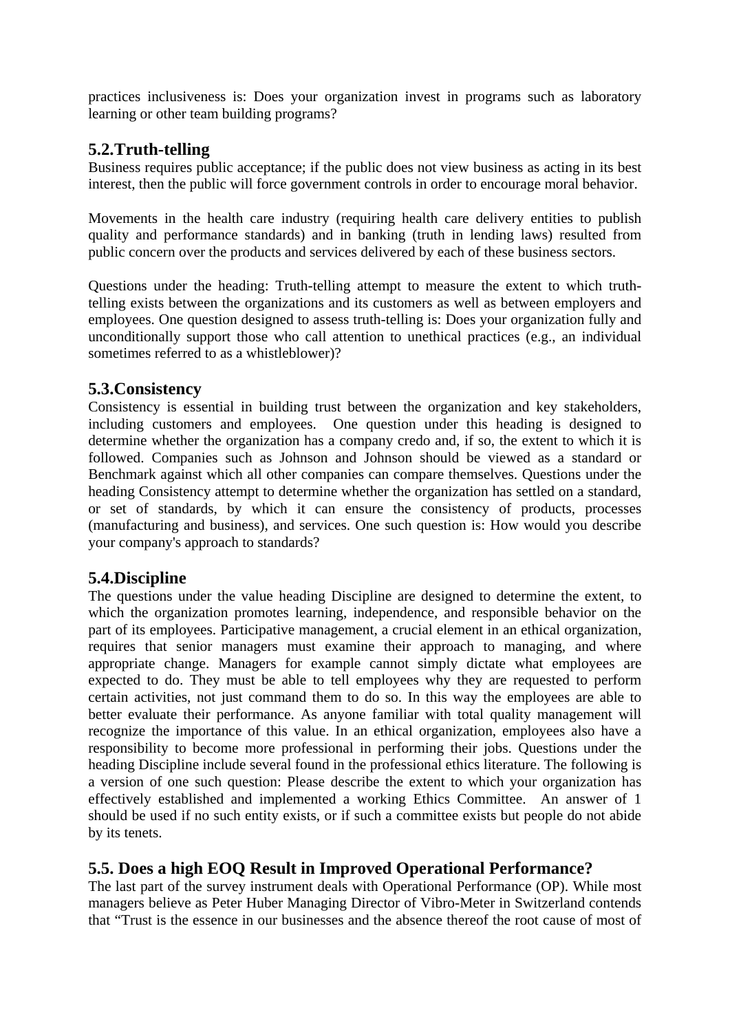practices inclusiveness is: Does your organization invest in programs such as laboratory learning or other team building programs?

## 5.2. Truth-telling

Business requires public acceptance; if the public does not view business as acting in its best interest, then the public will force government controls in order to encourage moral behavior.

Movements in the health care industry (requiring health care delivery entities to publish quality and performance standards) and in banking (truth in lending laws) resulted from public concern over the products and services delivered by each of these business sectors.

Questions under the heading: Truth-telling attempt to measure the extent to which truth-telling exists between the organizations and its customers as well as between employers and employees. One question designed to assess truth-telling is: Does your organization fully and unconditionally support those who call attention to unethical practices (e.g., an individual sometimes referred to as a whistleblower)?

## 5.3. Consistency

Consistency is essential in building trust between the organization and key stakeholders, including customers and employees. One question under this heading is designed to determine whether the organization has a company credo and, if so, the extent to which it is followed. Companies such as Johnson and Johnson should be viewed as a standard or Benchmark against which all other companies can compare themselves. Questions under the heading Consistency attempt to determine whether the organization has settled on a standard, or set of standards, by which it can ensure the consistency of products, processes (manufacturing and business), and services. One such question is: How would you describe your company's approach to standards?

## 5.4. Discipline

The questions under the value heading Discipline are designed to determine the extent, to which the organization promotes learning, independence, and responsible behavior on the part of its employees. Participative management, a crucial element in an ethical organization, requires that senior managers must examine their approach to managing, and where appropriate change. Managers for example cannot simply dictate what employees are expected to do. They must be able to tell employees why they are requested to perform certain activities, not just command them to do so. In this way the employees are able to better evaluate their performance. As anyone familiar with total quality management will recognize the importance of this value. In an ethical organization, employees also have a responsibility to become more professional in performing their jobs. Questions under the heading Discipline include several found in the professional ethics literature. The following is a version of one such question: Please describe the extent to which your organization has effectively established and implemented a working Ethics Committee. An answer of 1 should be used if no such entity exists, or if such a committee exists but people do not abide by its tenets.

## 5.5. Does a high EOQ Result in Improved Operational Performance?

The last part of the survey instrument deals with Operational Performance (OP). While most managers believe as Peter Huber Managing Director of Vibro-Meter in Switzerland contends that "Trust is the essence in our businesses and the absence thereof the root cause of most of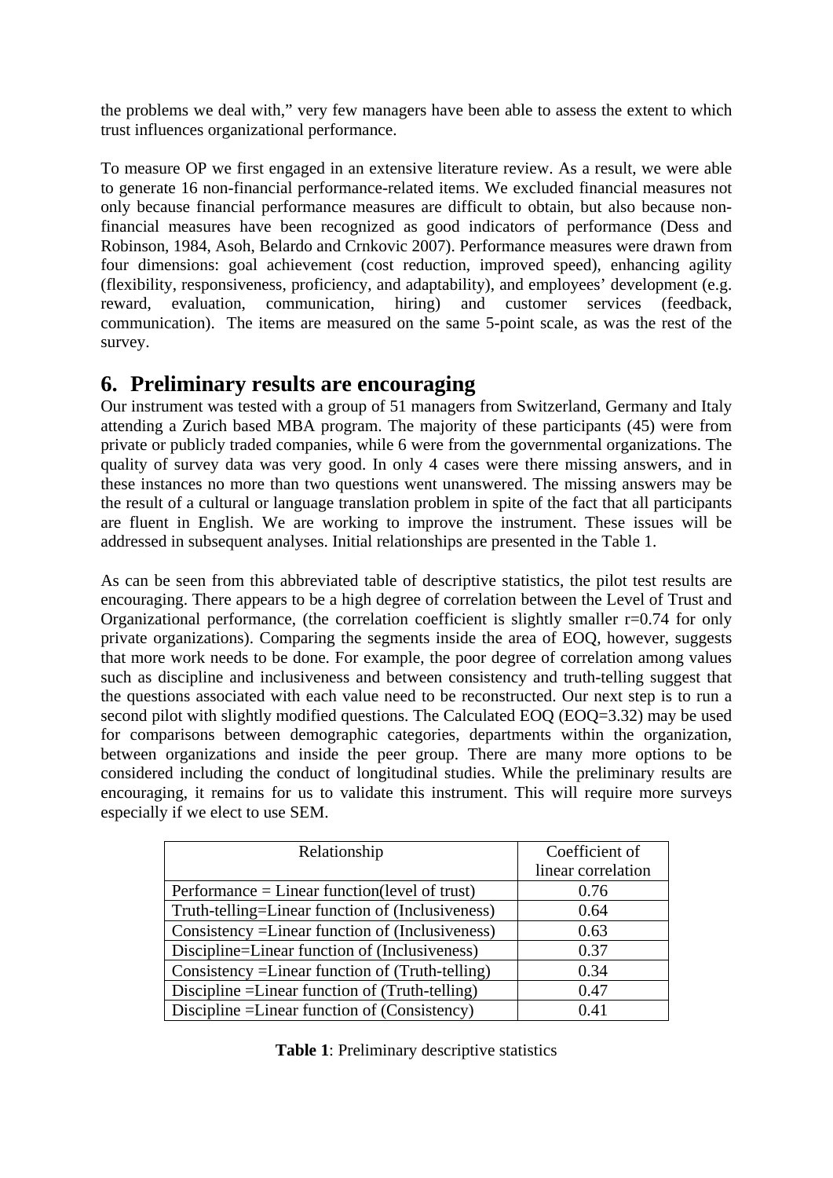the problems we deal with," very few managers have been able to assess the extent to which trust influences organizational performance.

To measure OP we first engaged in an extensive literature review. As a result, we were able to generate 16 non-financial performance-related items. We excluded financial measures not only because financial performance measures are difficult to obtain, but also because non-financial measures have been recognized as good indicators of performance (Dess and Robinson, 1984, Asoh, Belardo and Crnkovic 2007). Performance measures were drawn from four dimensions: goal achievement (cost reduction, improved speed), enhancing agility (flexibility, responsiveness, proficiency, and adaptability), and employees' development (e.g. reward, evaluation, communication, hiring) and customer services (feedback, communication). The items are measured on the same 5-point scale, as was the rest of the survey.

## 6. Preliminary results are encouraging

Our instrument was tested with a group of 51 managers from Switzerland, Germany and Italy attending a Zurich based MBA program. The majority of these participants (45) were from private or publicly traded companies, while 6 were from the governmental organizations. The quality of survey data was very good. In only 4 cases were there missing answers, and in these instances no more than two questions went unanswered. The missing answers may be the result of a cultural or language translation problem in spite of the fact that all participants are fluent in English. We are working to improve the instrument. These issues will be addressed in subsequent analyses. Initial relationships are presented in the Table 1.

As can be seen from this abbreviated table of descriptive statistics, the pilot test results are encouraging. There appears to be a high degree of correlation between the Level of Trust and Organizational performance, (the correlation coefficient is slightly smaller $r=0.74$ for only private organizations). Comparing the segments inside the area of EOQ, however, suggests that more work needs to be done. For example, the poor degree of correlation among values such as discipline and inclusiveness and between consistency and truth-telling suggest that the questions associated with each value need to be reconstructed. Our next step is to run a second pilot with slightly modified questions. The Calculated EOQ (EOQ=3.32) may be used for comparisons between demographic categories, departments within the organization, between organizations and inside the peer group. There are many more options to be considered including the conduct of longitudinal studies. While the preliminary results are encouraging, it remains for us to validate this instrument. This will require more surveys especially if we elect to use SEM.

| Relationship | Coefficient of linear correlation |
|---|---|
| Performance = Linear function(level of trust) | 0.76 |
| Truth-telling=Linear function of (Inclusiveness) | 0.64 |
| Consistency =Linear function of (Inclusiveness) | 0.63 |
| Discipline=Linear function of (Inclusiveness) | 0.37 |
| Consistency =Linear function of (Truth-telling) | 0.34 |
| Discipline =Linear function of (Truth-telling) | 0.47 |
| Discipline =Linear function of (Consistency) | 0.41 |

**Table 1**: Preliminary descriptive statistics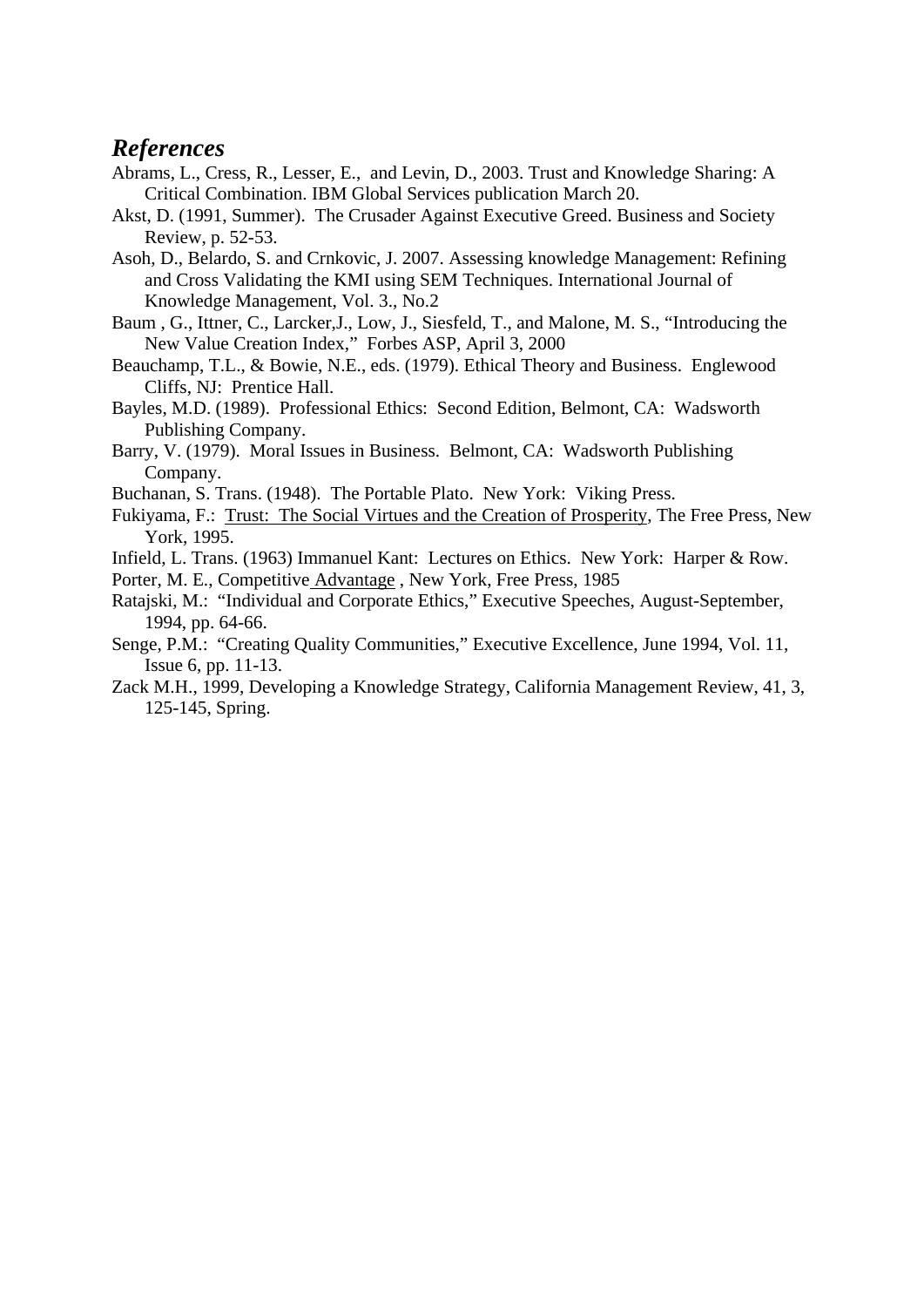## *References*

Abrams, L., Cress, R., Lesser, E., and Levin, D., 2003. Trust and Knowledge Sharing: A Critical Combination. IBM Global Services publication March 20.

Akst, D. (1991, Summer). The Crusader Against Executive Greed. Business and Society Review, p. 52-53.

Asoh, D., Belardo, S. and Crnkovic, J. 2007. Assessing knowledge Management: Refining and Cross Validating the KMI using SEM Techniques. International Journal of Knowledge Management, Vol. 3., No.2

Baum , G., Ittner, C., Larcker,J., Low, J., Siesfeld, T., and Malone, M. S., "Introducing the New Value Creation Index," Forbes ASP, April 3, 2000

Beauchamp, T.L., & Bowie, N.E., eds. (1979). Ethical Theory and Business. Englewood Cliffs, NJ: Prentice Hall.

Bayles, M.D. (1989). Professional Ethics: Second Edition, Belmont, CA: Wadsworth Publishing Company.

Barry, V. (1979). Moral Issues in Business. Belmont, CA: Wadsworth Publishing Company.

Buchanan, S. Trans. (1948). The Portable Plato. New York: Viking Press.

Fukiyama, F.: Trust: The Social Virtues and the Creation of Prosperity, The Free Press, New York, 1995.

Infield, L. Trans. (1963) Immanuel Kant: Lectures on Ethics. New York: Harper & Row.

Porter, M. E., Competitive Advantage , New York, Free Press, 1985

Ratajski, M.: "Individual and Corporate Ethics," Executive Speeches, August-September, 1994, pp. 64-66.

Senge, P.M.: "Creating Quality Communities," Executive Excellence, June 1994, Vol. 11, Issue 6, pp. 11-13.

Zack M.H., 1999, Developing a Knowledge Strategy, California Management Review, 41, 3, 125-145, Spring.